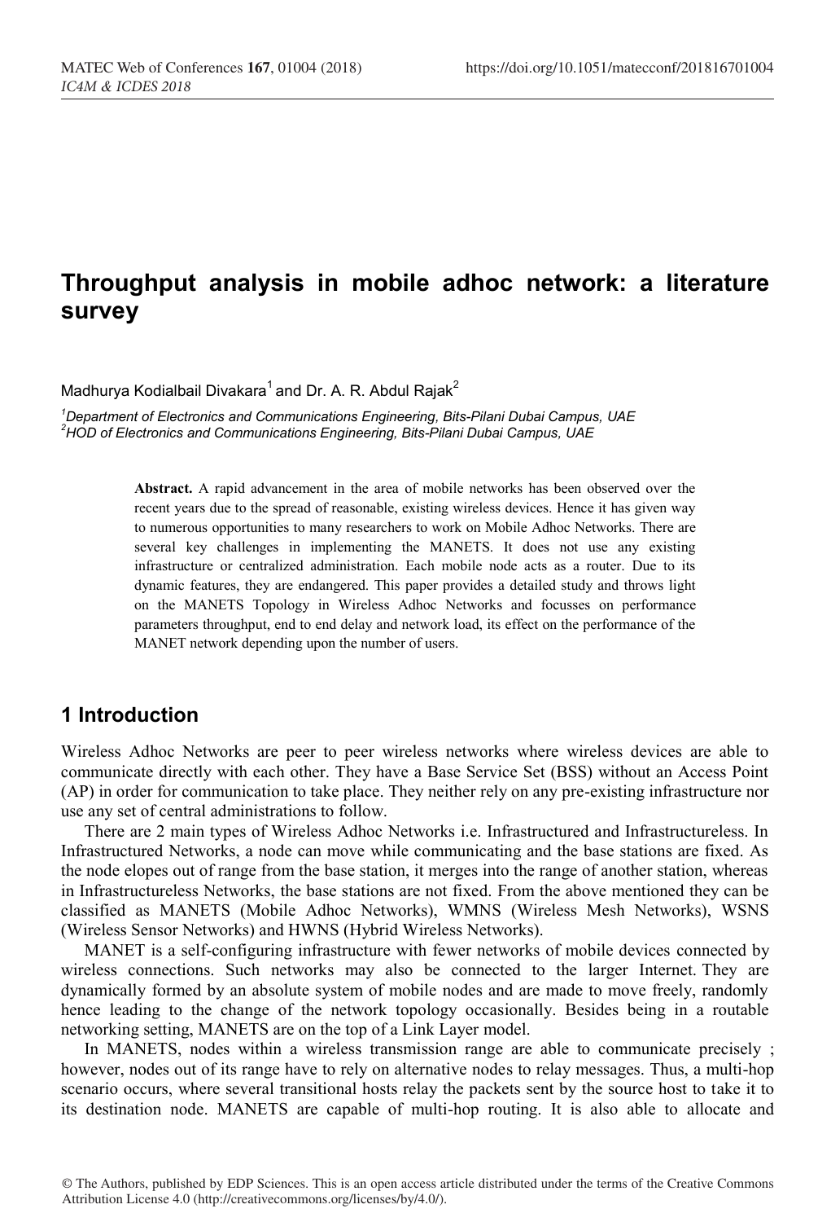# Throughput analysis in mobile adhoc network: a literature survey

Madhurya Kodialbail Divakara[1] and Dr. A. R. Abdul Rajak[2]

[1]*Department of Electronics and Communications Engineering, Bits-Pilani Dubai Campus, UAE*
[2]*HOD of Electronics and Communications Engineering, Bits-Pilani Dubai Campus, UAE*

**Abstract.** A rapid advancement in the area of mobile networks has been observed over the recent years due to the spread of reasonable, existing wireless devices. Hence it has given way to numerous opportunities to many researchers to work on Mobile Adhoc Networks. There are several key challenges in implementing the MANETS. It does not use any existing infrastructure or centralized administration. Each mobile node acts as a router. Due to its dynamic features, they are endangered. This paper provides a detailed study and throws light on the MANETS Topology in Wireless Adhoc Networks and focusses on performance parameters throughput, end to end delay and network load, its effect on the performance of the MANET network depending upon the number of users.

## 1 Introduction

Wireless Adhoc Networks are peer to peer wireless networks where wireless devices are able to communicate directly with each other. They have a Base Service Set (BSS) without an Access Point (AP) in order for communication to take place. They neither rely on any pre-existing infrastructure nor use any set of central administrations to follow.

There are 2 main types of Wireless Adhoc Networks i.e. Infrastructured and Infrastructureless. In Infrastructured Networks, a node can move while communicating and the base stations are fixed. As the node elopes out of range from the base station, it merges into the range of another station, whereas in Infrastructureless Networks, the base stations are not fixed. From the above mentioned they can be classified as MANETS (Mobile Adhoc Networks), WMNS (Wireless Mesh Networks), WSNS (Wireless Sensor Networks) and HWNS (Hybrid Wireless Networks).

MANET is a self-configuring infrastructure with fewer networks of mobile devices connected by wireless connections. Such networks may also be connected to the larger Internet. They are dynamically formed by an absolute system of mobile nodes and are made to move freely, randomly hence leading to the change of the network topology occasionally. Besides being in a routable networking setting, MANETS are on the top of a Link Layer model.

In MANETS, nodes within a wireless transmission range are able to communicate precisely ; however, nodes out of its range have to rely on alternative nodes to relay messages. Thus, a multi-hop scenario occurs, where several transitional hosts relay the packets sent by the source host to take it to its destination node. MANETS are capable of multi-hop routing. It is also able to allocate and

© The Authors, published by EDP Sciences. This is an open access article distributed under the terms of the Creative Commons Attribution License 4.0 (http://creativecommons.org/licenses/by/4.0/).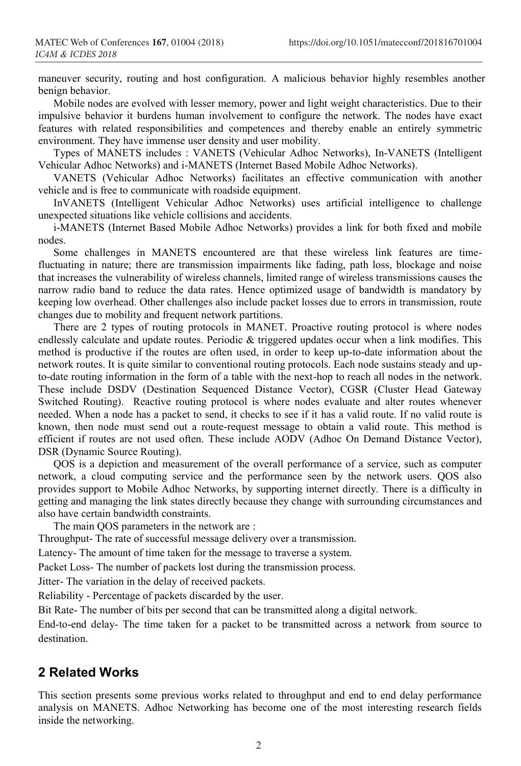maneuver security, routing and host configuration. A malicious behavior highly resembles another benign behavior.

Mobile nodes are evolved with lesser memory, power and light weight characteristics. Due to their impulsive behavior it burdens human involvement to configure the network. The nodes have exact features with related responsibilities and competences and thereby enable an entirely symmetric environment. They have immense user density and user mobility.

Types of MANETS includes : VANETS (Vehicular Adhoc Networks), In-VANETS (Intelligent Vehicular Adhoc Networks) and i-MANETS (Internet Based Mobile Adhoc Networks).

VANETS (Vehicular Adhoc Networks) facilitates an effective communication with another vehicle and is free to communicate with roadside equipment.

InVANETS (Intelligent Vehicular Adhoc Networks) uses artificial intelligence to challenge unexpected situations like vehicle collisions and accidents.

i-MANETS (Internet Based Mobile Adhoc Networks) provides a link for both fixed and mobile nodes.

Some challenges in MANETS encountered are that these wireless link features are time-fluctuating in nature; there are transmission impairments like fading, path loss, blockage and noise that increases the vulnerability of wireless channels, limited range of wireless transmissions causes the narrow radio band to reduce the data rates. Hence optimized usage of bandwidth is mandatory by keeping low overhead. Other challenges also include packet losses due to errors in transmission, route changes due to mobility and frequent network partitions.

There are 2 types of routing protocols in MANET. Proactive routing protocol is where nodes endlessly calculate and update routes. Periodic & triggered updates occur when a link modifies. This method is productive if the routes are often used, in order to keep up-to-date information about the network routes. It is quite similar to conventional routing protocols. Each node sustains steady and up-to-date routing information in the form of a table with the next-hop to reach all nodes in the network. These include DSDV (Destination Sequenced Distance Vector), CGSR (Cluster Head Gateway Switched Routing). Reactive routing protocol is where nodes evaluate and alter routes whenever needed. When a node has a packet to send, it checks to see if it has a valid route. If no valid route is known, then node must send out a route-request message to obtain a valid route. This method is efficient if routes are not used often. These include AODV (Adhoc On Demand Distance Vector), DSR (Dynamic Source Routing).

QOS is a depiction and measurement of the overall performance of a service, such as computer network, a cloud computing service and the performance seen by the network users. QOS also provides support to Mobile Adhoc Networks, by supporting internet directly. There is a difficulty in getting and managing the link states directly because they change with surrounding circumstances and also have certain bandwidth constraints.

The main QOS parameters in the network are :

Throughput- The rate of successful message delivery over a transmission.

Latency- The amount of time taken for the message to traverse a system.

Packet Loss- The number of packets lost during the transmission process.

Jitter- The variation in the delay of received packets.

Reliability - Percentage of packets discarded by the user.

Bit Rate- The number of bits per second that can be transmitted along a digital network.

End-to-end delay- The time taken for a packet to be transmitted across a network from source to destination.

## 2 Related Works

This section presents some previous works related to throughput and end to end delay performance analysis on MANETS. Adhoc Networking has become one of the most interesting research fields inside the networking.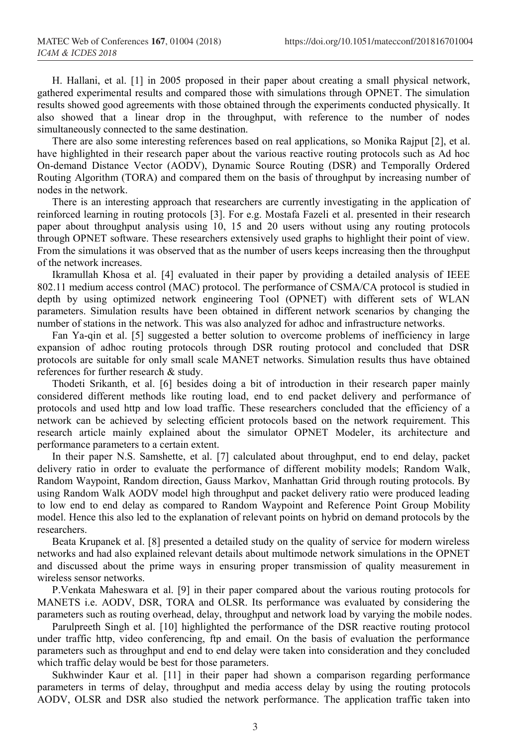H. Hallani, et al. [1] in 2005 proposed in their paper about creating a small physical network, gathered experimental results and compared those with simulations through OPNET. The simulation results showed good agreements with those obtained through the experiments conducted physically. It also showed that a linear drop in the throughput, with reference to the number of nodes simultaneously connected to the same destination.

There are also some interesting references based on real applications, so Monika Rajput [2], et al. have highlighted in their research paper about the various reactive routing protocols such as Ad hoc On-demand Distance Vector (AODV), Dynamic Source Routing (DSR) and Temporally Ordered Routing Algorithm (TORA) and compared them on the basis of throughput by increasing number of nodes in the network.

There is an interesting approach that researchers are currently investigating in the application of reinforced learning in routing protocols [3]. For e.g. Mostafa Fazeli et al. presented in their research paper about throughput analysis using 10, 15 and 20 users without using any routing protocols through OPNET software. These researchers extensively used graphs to highlight their point of view. From the simulations it was observed that as the number of users keeps increasing then the throughput of the network increases.

Ikramullah Khosa et al. [4] evaluated in their paper by providing a detailed analysis of IEEE 802.11 medium access control (MAC) protocol. The performance of CSMA/CA protocol is studied in depth by using optimized network engineering Tool (OPNET) with different sets of WLAN parameters. Simulation results have been obtained in different network scenarios by changing the number of stations in the network. This was also analyzed for adhoc and infrastructure networks.

Fan Ya-qin et al. [5] suggested a better solution to overcome problems of inefficiency in large expansion of adhoc routing protocols through DSR routing protocol and concluded that DSR protocols are suitable for only small scale MANET networks. Simulation results thus have obtained references for further research & study.

Thodeti Srikanth, et al. [6] besides doing a bit of introduction in their research paper mainly considered different methods like routing load, end to end packet delivery and performance of protocols and used http and low load traffic. These researchers concluded that the efficiency of a network can be achieved by selecting efficient protocols based on the network requirement. This research article mainly explained about the simulator OPNET Modeler, its architecture and performance parameters to a certain extent.

In their paper N.S. Samshette, et al. [7] calculated about throughput, end to end delay, packet delivery ratio in order to evaluate the performance of different mobility models; Random Walk, Random Waypoint, Random direction, Gauss Markov, Manhattan Grid through routing protocols. By using Random Walk AODV model high throughput and packet delivery ratio were produced leading to low end to end delay as compared to Random Waypoint and Reference Point Group Mobility model. Hence this also led to the explanation of relevant points on hybrid on demand protocols by the researchers.

Beata Krupanek et al. [8] presented a detailed study on the quality of service for modern wireless networks and had also explained relevant details about multimode network simulations in the OPNET and discussed about the prime ways in ensuring proper transmission of quality measurement in wireless sensor networks.

P.Venkata Maheswara et al. [9] in their paper compared about the various routing protocols for MANETS i.e. AODV, DSR, TORA and OLSR. Its performance was evaluated by considering the parameters such as routing overhead, delay, throughput and network load by varying the mobile nodes.

Parulpreeth Singh et al. [10] highlighted the performance of the DSR reactive routing protocol under traffic http, video conferencing, ftp and email. On the basis of evaluation the performance parameters such as throughput and end to end delay were taken into consideration and they concluded which traffic delay would be best for those parameters.

Sukhwinder Kaur et al. [11] in their paper had shown a comparison regarding performance parameters in terms of delay, throughput and media access delay by using the routing protocols AODV, OLSR and DSR also studied the network performance. The application traffic taken into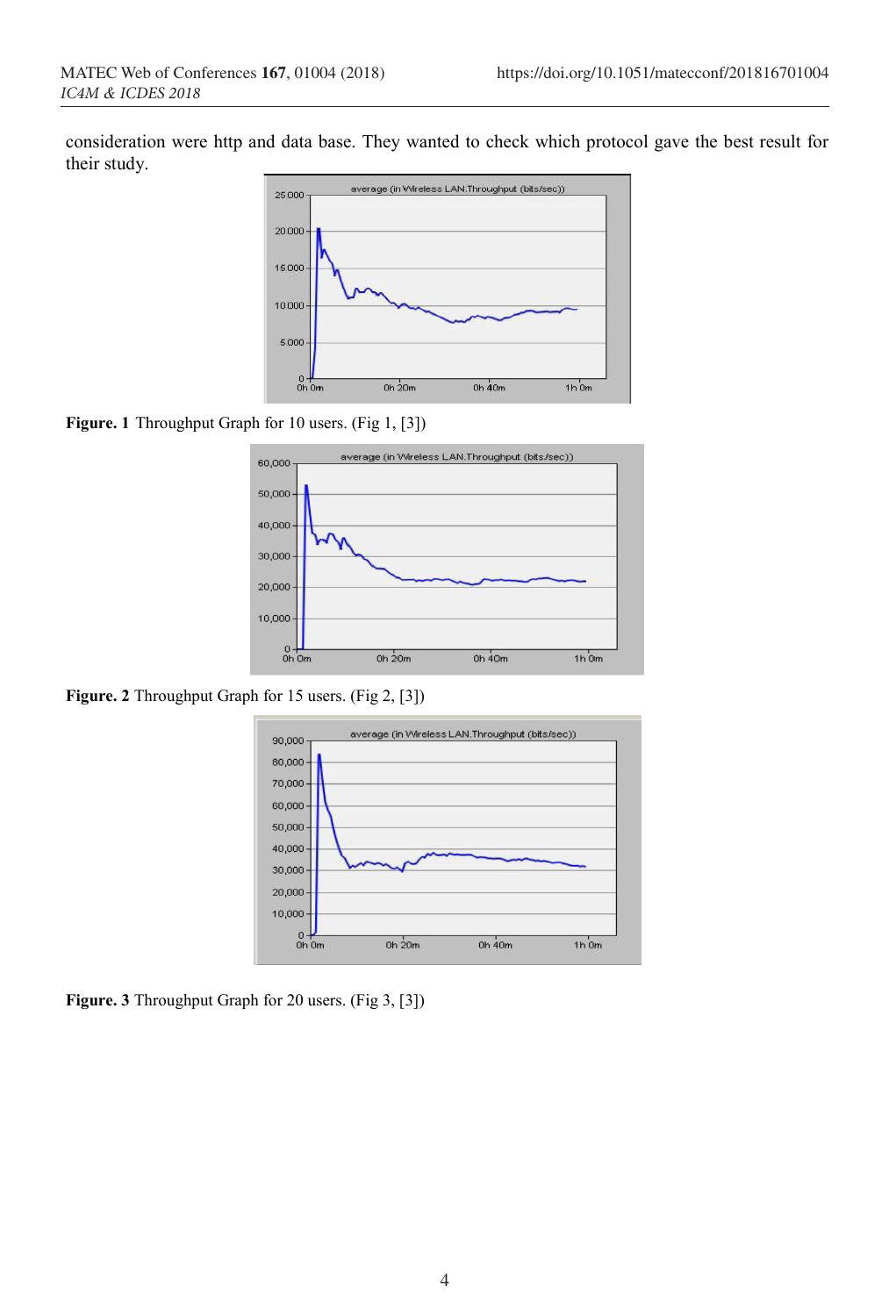consideration were http and data base. They wanted to check which protocol gave the best result for their study.

**Figure. 1** Throughput Graph for 10 users. (Fig 1, [3])

**Figure. 2** Throughput Graph for 15 users. (Fig 2, [3])

**Figure. 3** Throughput Graph for 20 users. (Fig 3, [3])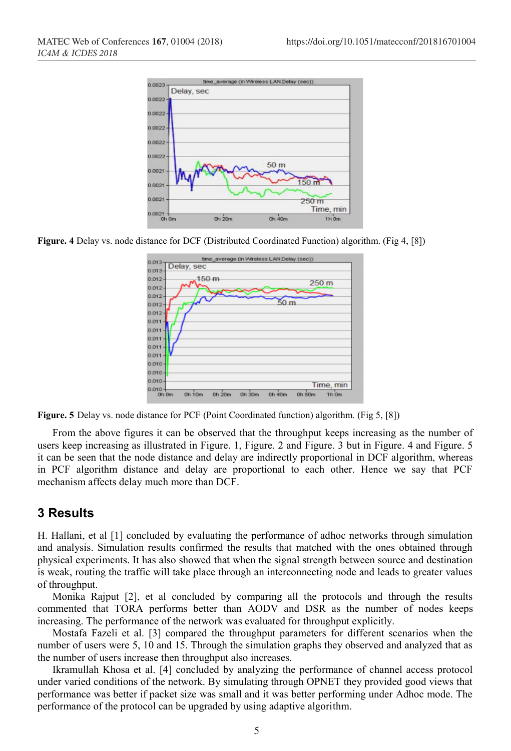Figure. 4 Delay vs. node distance for DCF (Distributed Coordinated Function) algorithm. (Fig 4, [8])

Figure. 5 Delay vs. node distance for PCF (Point Coordinated function) algorithm. (Fig 5, [8])

From the above figures it can be observed that the throughput keeps increasing as the number of users keep increasing as illustrated in Figure. 1, Figure. 2 and Figure. 3 but in Figure. 4 and Figure. 5 it can be seen that the node distance and delay are indirectly proportional in DCF algorithm, whereas in PCF algorithm distance and delay are proportional to each other. Hence we say that PCF mechanism affects delay much more than DCF.

## 3 Results

H. Hallani, et al [1] concluded by evaluating the performance of adhoc networks through simulation and analysis. Simulation results confirmed the results that matched with the ones obtained through physical experiments. It has also showed that when the signal strength between source and destination is weak, routing the traffic will take place through an interconnecting node and leads to greater values of throughput.

Monika Rajput [2], et al concluded by comparing all the protocols and through the results commented that TORA performs better than AODV and DSR as the number of nodes keeps increasing. The performance of the network was evaluated for throughput explicitly.

Mostafa Fazeli et al. [3] compared the throughput parameters for different scenarios when the number of users were 5, 10 and 15. Through the simulation graphs they observed and analyzed that as the number of users increase then throughput also increases.

Ikramullah Khosa et al. [4] concluded by analyzing the performance of channel access protocol under varied conditions of the network. By simulating through OPNET they provided good views that performance was better if packet size was small and it was better performing under Adhoc mode. The performance of the protocol can be upgraded by using adaptive algorithm.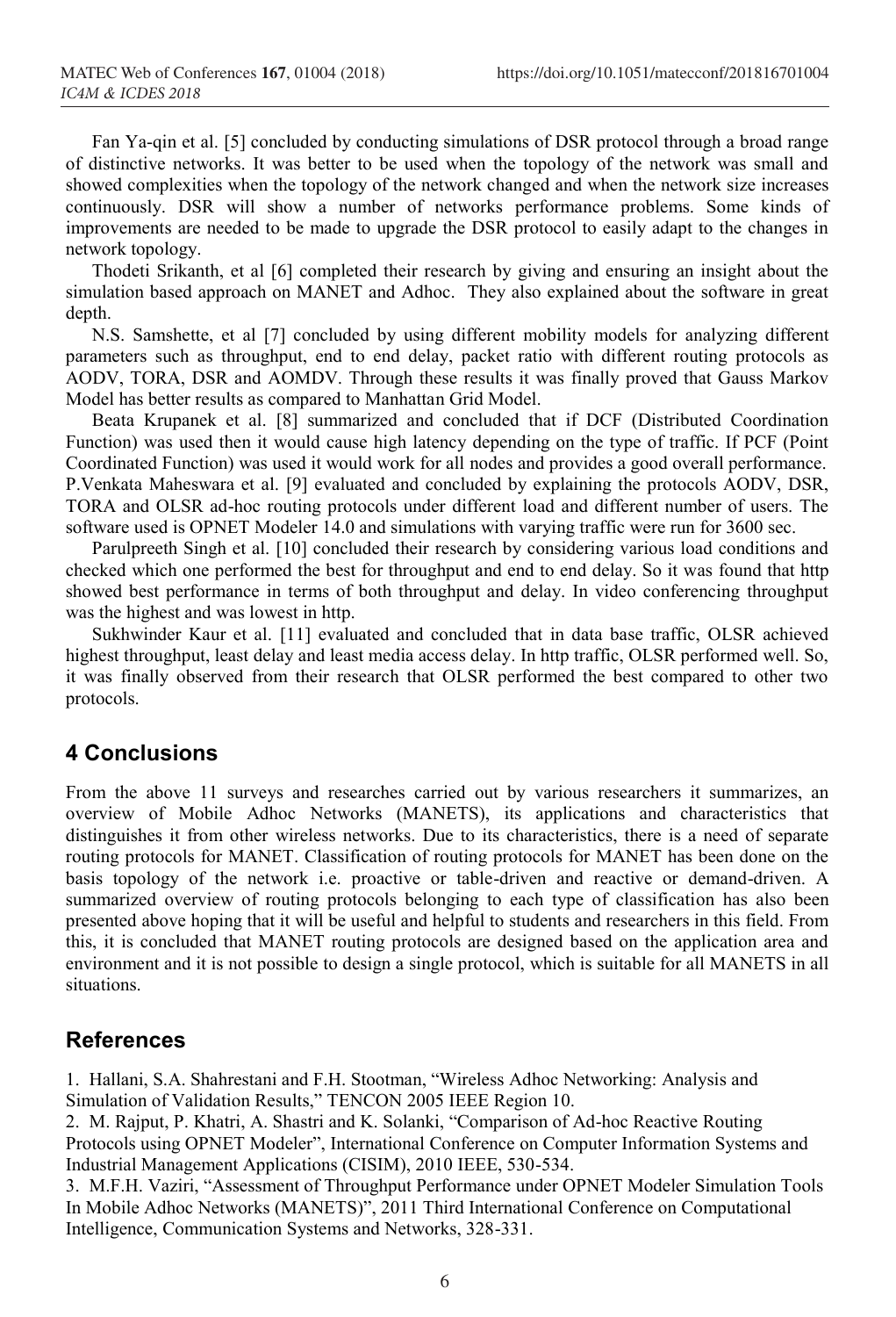Fan Ya-qin et al. [5] concluded by conducting simulations of DSR protocol through a broad range of distinctive networks. It was better to be used when the topology of the network was small and showed complexities when the topology of the network changed and when the network size increases continuously. DSR will show a number of networks performance problems. Some kinds of improvements are needed to be made to upgrade the DSR protocol to easily adapt to the changes in network topology.

Thodeti Srikanth, et al [6] completed their research by giving and ensuring an insight about the simulation based approach on MANET and Adhoc. They also explained about the software in great depth.

N.S. Samshette, et al [7] concluded by using different mobility models for analyzing different parameters such as throughput, end to end delay, packet ratio with different routing protocols as AODV, TORA, DSR and AOMDV. Through these results it was finally proved that Gauss Markov Model has better results as compared to Manhattan Grid Model.

Beata Krupanek et al. [8] summarized and concluded that if DCF (Distributed Coordination Function) was used then it would cause high latency depending on the type of traffic. If PCF (Point Coordinated Function) was used it would work for all nodes and provides a good overall performance. P.Venkata Maheswara et al. [9] evaluated and concluded by explaining the protocols AODV, DSR, TORA and OLSR ad-hoc routing protocols under different load and different number of users. The software used is OPNET Modeler 14.0 and simulations with varying traffic were run for 3600 sec.

Parulpreeth Singh et al. [10] concluded their research by considering various load conditions and checked which one performed the best for throughput and end to end delay. So it was found that http showed best performance in terms of both throughput and delay. In video conferencing throughput was the highest and was lowest in http.

Sukhwinder Kaur et al. [11] evaluated and concluded that in data base traffic, OLSR achieved highest throughput, least delay and least media access delay. In http traffic, OLSR performed well. So, it was finally observed from their research that OLSR performed the best compared to other two protocols.

## 4 Conclusions

From the above 11 surveys and researches carried out by various researchers it summarizes, an overview of Mobile Adhoc Networks (MANETS), its applications and characteristics that distinguishes it from other wireless networks. Due to its characteristics, there is a need of separate routing protocols for MANET. Classification of routing protocols for MANET has been done on the basis topology of the network i.e. proactive or table-driven and reactive or demand-driven. A summarized overview of routing protocols belonging to each type of classification has also been presented above hoping that it will be useful and helpful to students and researchers in this field. From this, it is concluded that MANET routing protocols are designed based on the application area and environment and it is not possible to design a single protocol, which is suitable for all MANETS in all situations.

## References

1. Hallani, S.A. Shahrestani and F.H. Stootman, "Wireless Adhoc Networking: Analysis and Simulation of Validation Results," TENCON 2005 IEEE Region 10.
2. M. Rajput, P. Khatri, A. Shastri and K. Solanki, "Comparison of Ad-hoc Reactive Routing Protocols using OPNET Modeler", International Conference on Computer Information Systems and Industrial Management Applications (CISIM), 2010 IEEE, 530-534.
3. M.F.H. Vaziri, "Assessment of Throughput Performance under OPNET Modeler Simulation Tools In Mobile Adhoc Networks (MANETS)", 2011 Third International Conference on Computational Intelligence, Communication Systems and Networks, 328-331.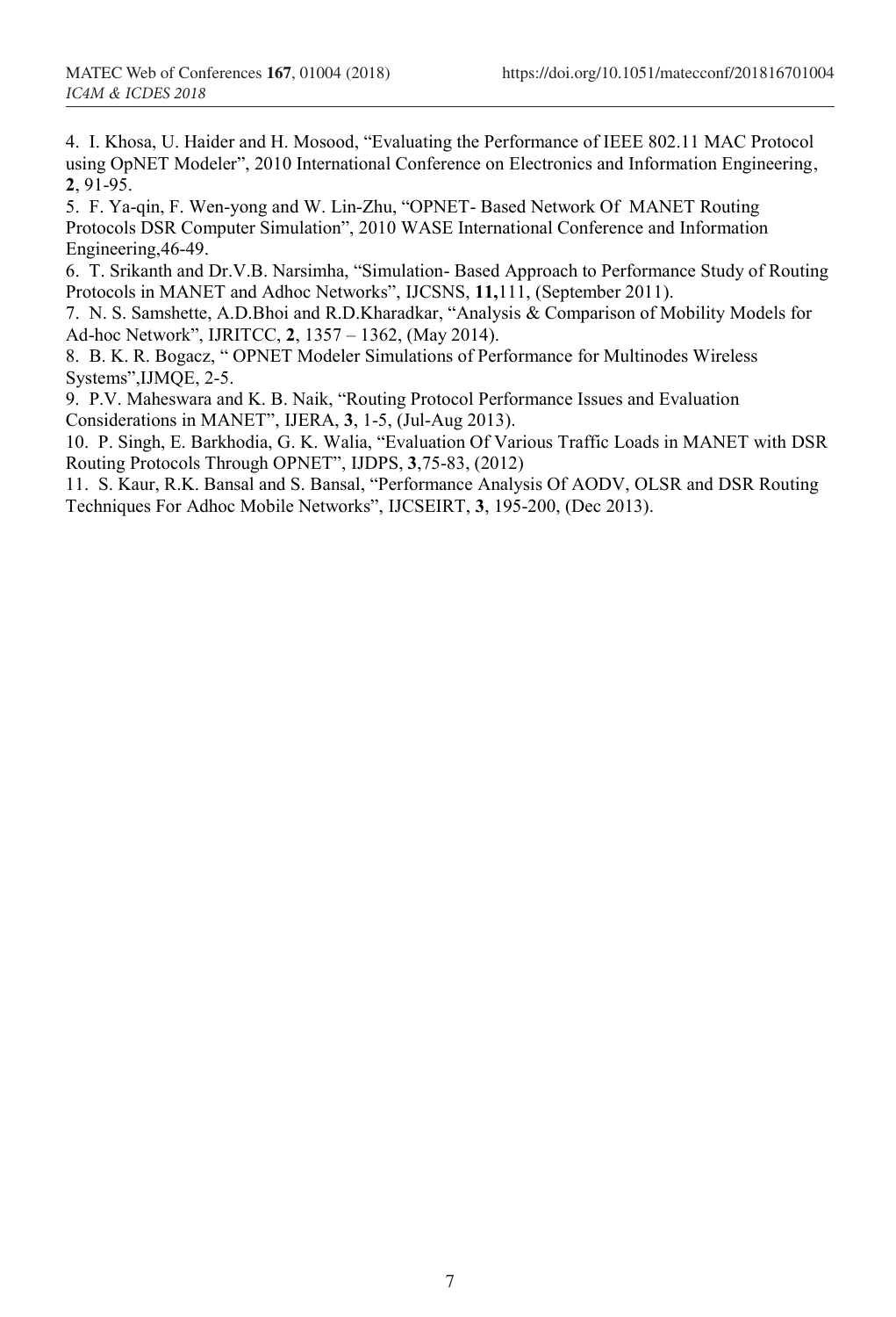4. I. Khosa, U. Haider and H. Mosood, “Evaluating the Performance of IEEE 802.11 MAC Protocol using OpNET Modeler”, 2010 International Conference on Electronics and Information Engineering, **2**, 91-95.
5. F. Ya-qin, F. Wen-yong and W. Lin-Zhu, “OPNET- Based Network Of MANET Routing Protocols DSR Computer Simulation”, 2010 WASE International Conference and Information Engineering,46-49.
6. T. Srikanth and Dr.V.B. Narsimha, “Simulation- Based Approach to Performance Study of Routing Protocols in MANET and Adhoc Networks”, IJCSNS, **11,**111, (September 2011).
7. N. S. Samshette, A.D.Bhoi and R.D.Kharadkar, “Analysis & Comparison of Mobility Models for Ad-hoc Network”, IJRITCC, **2**, 1357 – 1362, (May 2014).
8. B. K. R. Bogacz, “ OPNET Modeler Simulations of Performance for Multinodes Wireless Systems”,IJMQE, 2-5.
9. P.V. Maheswara and K. B. Naik, “Routing Protocol Performance Issues and Evaluation Considerations in MANET”, IJERA, **3**, 1-5, (Jul-Aug 2013).
10. P. Singh, E. Barkhodia, G. K. Walia, “Evaluation Of Various Traffic Loads in MANET with DSR Routing Protocols Through OPNET”, IJDPS, **3**,75-83, (2012)
11. S. Kaur, R.K. Bansal and S. Bansal, “Performance Analysis Of AODV, OLSR and DSR Routing Techniques For Adhoc Mobile Networks”, IJCSEIRT, **3**, 195-200, (Dec 2013).